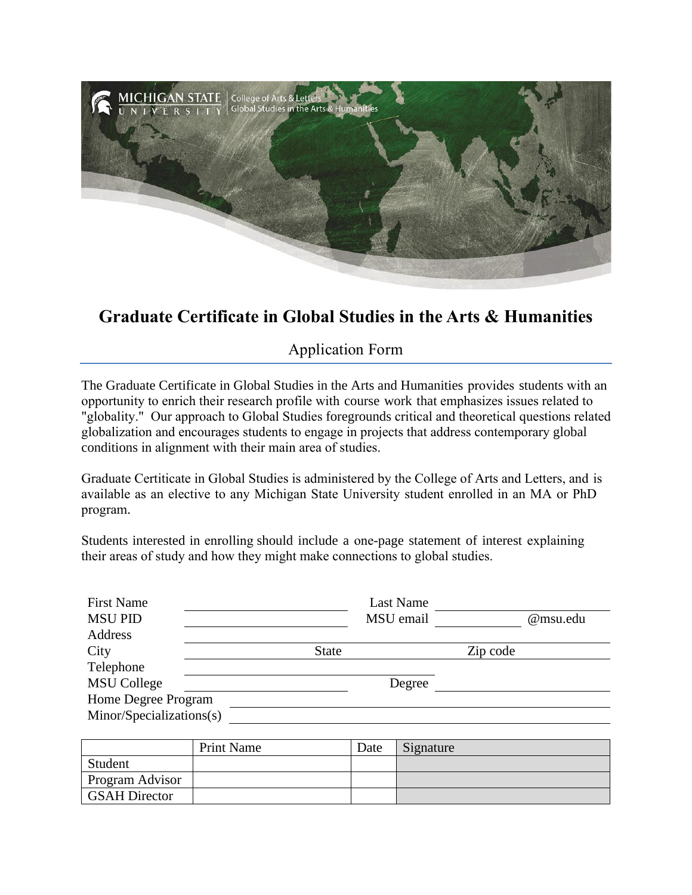# Graduate Certificate in Global Studies in the Arts & Humanities

## Application Form

The Graduate Certificate in Global Studies in the Arts and Humanities provides students with an opportunity to enrich their research profile with course work that emphasizes issues related to "globality." Our approach to Global Studies foregrounds critical and theoretical questions related globalization and encourages students to engage in projects that address contemporary global conditions in alignment with their main area of studies.

Graduate Certiticate in Global Studies is administered by the College of Arts and Letters, and is available as an elective to any Michigan State University student enrolled in an MA or PhD program.

Students interested in enrolling should include a one-page statement of interest explaining their areas of study and how they might make connections to global studies.

First Name ______________________ Last Name ______________________

MSU PID ______________________ MSU email ____________ @msu.edu

Address ______________________________________________

City ______________ State ______________ Zip code ______________

Telephone ______________________________

MSU College ______________________ Degree ______________________

Home Degree Program ______________________________________________

Minor/Specializations(s) ______________________________________________

| | Print Name | Date | Signature |
|---|---|---|---|
| Student | | | |
| Program Advisor | | | |
| GSAH Director | | | |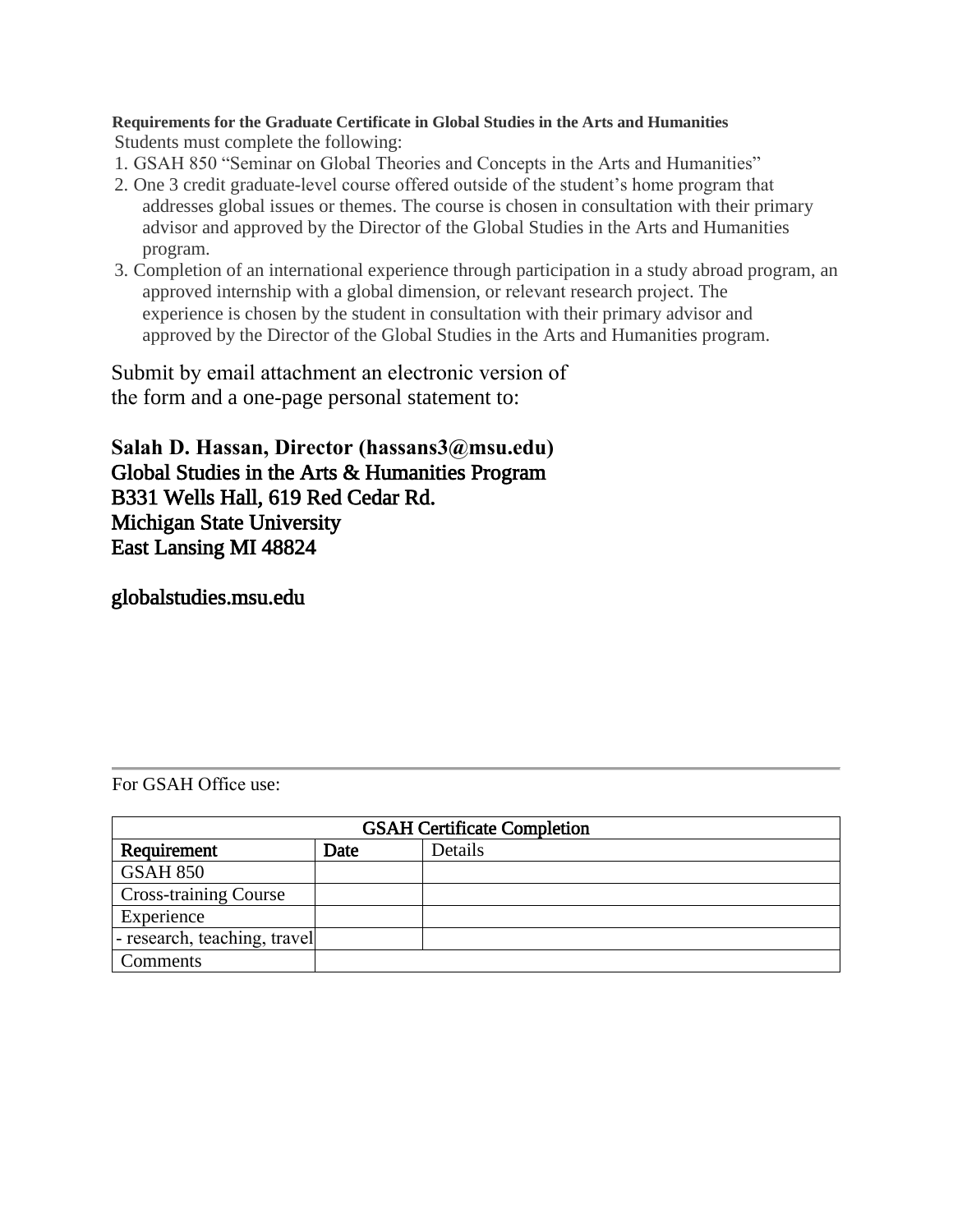**Requirements for the Graduate Certificate in Global Studies in the Arts and Humanities**

Students must complete the following:

1. GSAH 850 "Seminar on Global Theories and Concepts in the Arts and Humanities"
2. One 3 credit graduate-level course offered outside of the student's home program that addresses global issues or themes. The course is chosen in consultation with their primary advisor and approved by the Director of the Global Studies in the Arts and Humanities program.
3. Completion of an international experience through participation in a study abroad program, an approved internship with a global dimension, or relevant research project. The experience is chosen by the student in consultation with their primary advisor and approved by the Director of the Global Studies in the Arts and Humanities program.

Submit by email attachment an electronic version of the form and a one-page personal statement to:

**Salah D. Hassan, Director (hassans3@msu.edu)**
Global Studies in the Arts & Humanities Program
B331 Wells Hall, 619 Red Cedar Rd.
Michigan State University
East Lansing MI 48824

globalstudies.msu.edu

---

For GSAH Office use:

| GSAH Certificate Completion | | |
|---|---|---|
| Requirement | Date | Details |
| GSAH 850 | | |
| Cross-training Course | | |
| Experience | | |
| - research, teaching, travel | | |
| Comments | | |